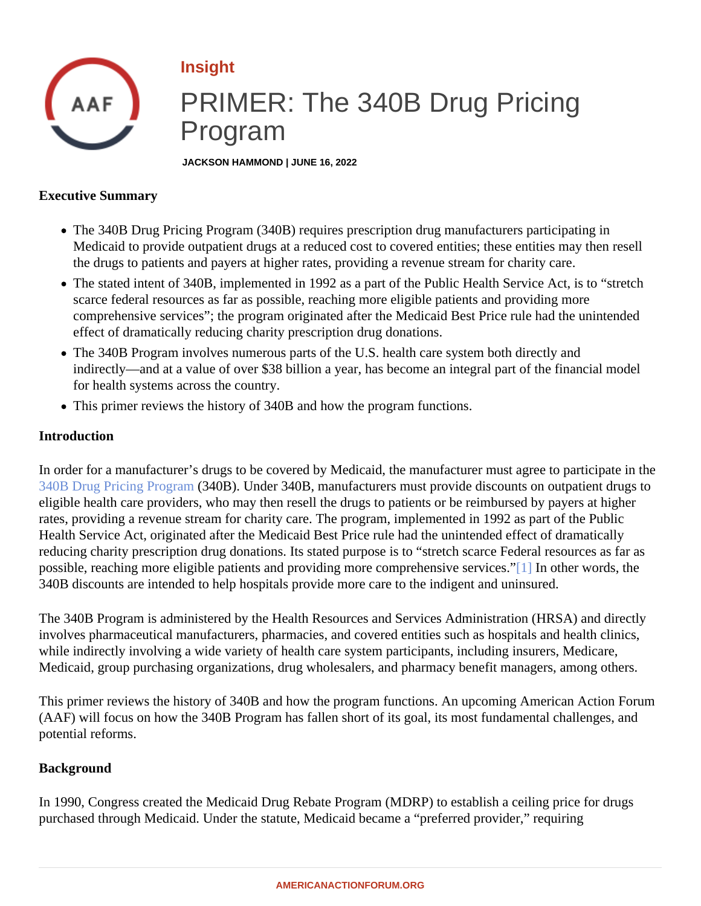Insight

# PRIMER: The 340B Drug Pricing Program

JACKSON HAMMOND | JUNE 16, 2022

**Executive Summary**

- The 340B Drug Pricing Program (340B) requires prescription drug manufacturers participating in Medicaid to provide outpatient drugs at a reduced cost to covered entities; these entities may then resell the drugs to patients and payers at higher rates, providing a revenue stream for charity care.
- The stated intent of 340B, implemented in 1992 as a part of the Public Health Service Act, is to "stretch scarce federal resources as far as possible, reaching more eligible patients and providing more comprehensive services"; the program originated after the Medicaid Best Price rule had the unintended effect of dramatically reducing charity prescription drug donations.
- The 340B Program involves numerous parts of the U.S. health care system both directly and indirectly—and at a value of over $38 billion a year, has become an integral part of the financial model for health systems across the country.
- This primer reviews the history of 340B and how the program functions.

**Introduction**

In order for a manufacturer's drugs to be covered by Medicaid, the manufacturer must agree to participate in the 340B Drug Pricing Program (340B). Under 340B, manufacturers must provide discounts on outpatient drugs to eligible health care providers, who may then resell the drugs to patients or be reimbursed by payers at higher rates, providing a revenue stream for charity care. The program, implemented in 1992 as part of the Public Health Service Act, originated after the Medicaid Best Price rule had the unintended effect of dramatically reducing charity prescription drug donations. Its stated purpose is to "stretch scarce Federal resources as far as possible, reaching more eligible patients and providing more comprehensive services."[1] In other words, the 340B discounts are intended to help hospitals provide more care to the indigent and uninsured.

The 340B Program is administered by the Health Resources and Services Administration (HRSA) and directly involves pharmaceutical manufacturers, pharmacies, and covered entities such as hospitals and health clinics, while indirectly involving a wide variety of health care system participants, including insurers, Medicare, Medicaid, group purchasing organizations, drug wholesalers, and pharmacy benefit managers, among others.

This primer reviews the history of 340B and how the program functions. An upcoming American Action Forum (AAF) will focus on how the 340B Program has fallen short of its goal, its most fundamental challenges, and potential reforms.

**Background**

In 1990, Congress created the Medicaid Drug Rebate Program (MDRP) to establish a ceiling price for drugs purchased through Medicaid. Under the statute, Medicaid became a "preferred provider," requiring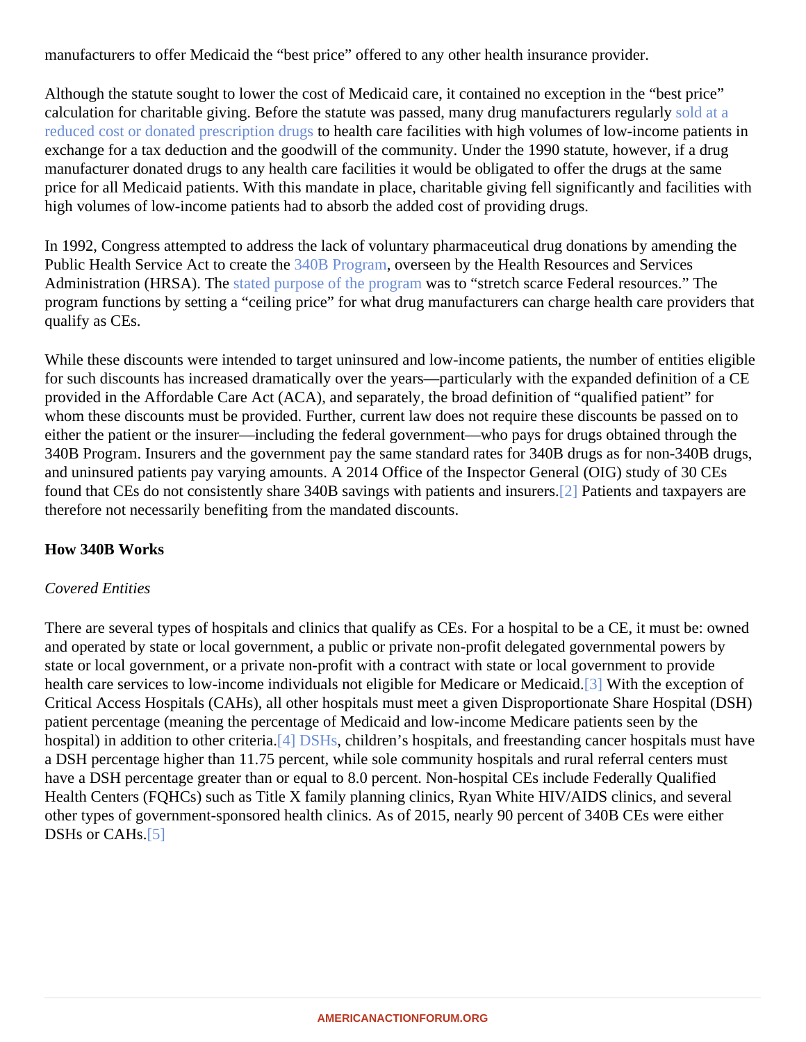manufacturers to offer Medicaid the "best price" offered to any other health insurance provider.

Although the statute sought to lower the cost of Medicaid care, it contained no exception in the "best price" calculation for charitable giving. Before the statute was passed, many drug manufacturers regularly sold at a reduced cost or donated prescription drugs to health care facilities with high volumes of low-income patients in exchange for a tax deduction and the goodwill of the community. Under the 1990 statute, however, if a drug manufacturer donated drugs to any health care facilities it would be obligated to offer the drugs at the same price for all Medicaid patients. With this mandate in place, charitable giving fell significantly and facilities with high volumes of low-income patients had to absorb the added cost of providing drugs.

In 1992, Congress attempted to address the lack of voluntary pharmaceutical drug donations by amending the Public Health Service Act to create the 340B Program, overseen by the Health Resources and Services Administration (HRSA). The stated purpose of the program was to "stretch scarce Federal resources." The program functions by setting a "ceiling price" for what drug manufacturers can charge health care providers that qualify as CEs.

While these discounts were intended to target uninsured and low-income patients, the number of entities eligible for such discounts has increased dramatically over the years—particularly with the expanded definition of a CE provided in the Affordable Care Act (ACA), and separately, the broad definition of "qualified patient" for whom these discounts must be provided. Further, current law does not require these discounts be passed on to either the patient or the insurer—including the federal government—who pays for drugs obtained through the 340B Program. Insurers and the government pay the same standard rates for 340B drugs as for non-340B drugs, and uninsured patients pay varying amounts. A 2014 Office of the Inspector General (OIG) study of 30 CEs found that CEs do not consistently share 340B savings with patients and insurers.[2] Patients and taxpayers are therefore not necessarily benefiting from the mandated discounts.

**How 340B Works**

*Covered Entities*

There are several types of hospitals and clinics that qualify as CEs. For a hospital to be a CE, it must be: owned and operated by state or local government, a public or private non-profit delegated governmental powers by state or local government, or a private non-profit with a contract with state or local government to provide health care services to low-income individuals not eligible for Medicare or Medicaid.[3] With the exception of Critical Access Hospitals (CAHs), all other hospitals must meet a given Disproportionate Share Hospital (DSH) patient percentage (meaning the percentage of Medicaid and low-income Medicare patients seen by the hospital) in addition to other criteria.[4] DSHs, children's hospitals, and freestanding cancer hospitals must have a DSH percentage higher than 11.75 percent, while sole community hospitals and rural referral centers must have a DSH percentage greater than or equal to 8.0 percent. Non-hospital CEs include Federally Qualified Health Centers (FQHCs) such as Title X family planning clinics, Ryan White HIV/AIDS clinics, and several other types of government-sponsored health clinics. As of 2015, nearly 90 percent of 340B CEs were either DSHs or CAHs.[5]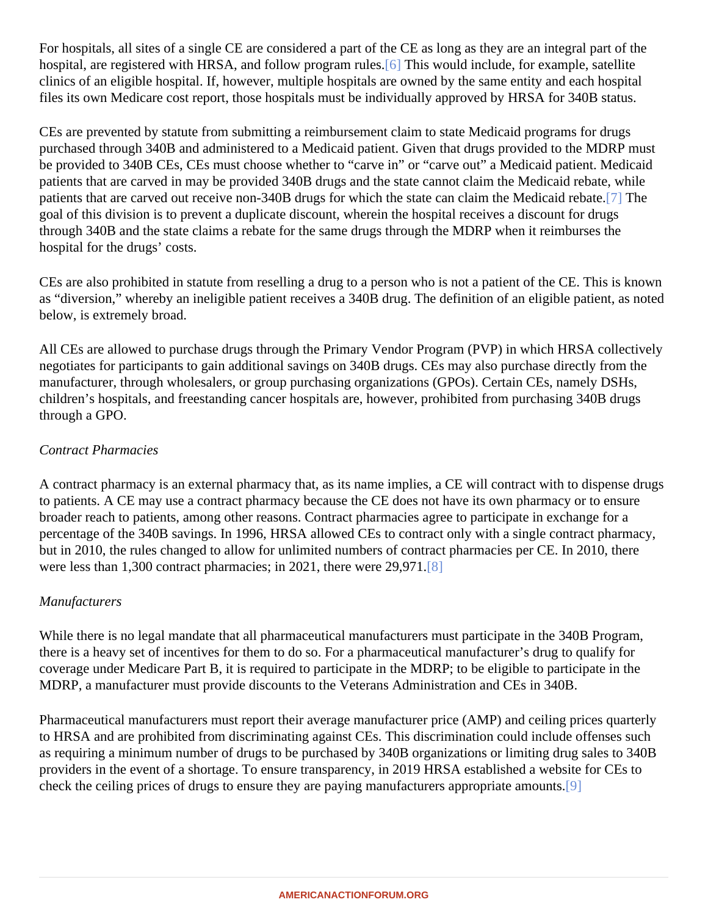For hospitals, all sites of a single CE are considered a part of the CE as long as they are an integral part of the hospital, are registered with HRSA, and follow program rules.[6] This would include, for example, satellite clinics of an eligible hospital. If, however, multiple hospitals are owned by the same entity and each hospital files its own Medicare cost report, those hospitals must be individually approved by HRSA for 340B status.

CEs are prevented by statute from submitting a reimbursement claim to state Medicaid programs for drugs purchased through 340B and administered to a Medicaid patient. Given that drugs provided to the MDRP must be provided to 340B CEs, CEs must choose whether to "carve in" or "carve out" a Medicaid patient. Medicaid patients that are carved in may be provided 340B drugs and the state cannot claim the Medicaid rebate, while patients that are carved out receive non-340B drugs for which the state can claim the Medicaid rebate.[7] The goal of this division is to prevent a duplicate discount, wherein the hospital receives a discount for drugs through 340B and the state claims a rebate for the same drugs through the MDRP when it reimburses the hospital for the drugs' costs.

CEs are also prohibited in statute from reselling a drug to a person who is not a patient of the CE. This is known as "diversion," whereby an ineligible patient receives a 340B drug. The definition of an eligible patient, as noted below, is extremely broad.

All CEs are allowed to purchase drugs through the Primary Vendor Program (PVP) in which HRSA collectively negotiates for participants to gain additional savings on 340B drugs. CEs may also purchase directly from the manufacturer, through wholesalers, or group purchasing organizations (GPOs). Certain CEs, namely DSHs, children's hospitals, and freestanding cancer hospitals are, however, prohibited from purchasing 340B drugs through a GPO.

*Contract Pharmacies*

A contract pharmacy is an external pharmacy that, as its name implies, a CE will contract with to dispense drugs to patients. A CE may use a contract pharmacy because the CE does not have its own pharmacy or to ensure broader reach to patients, among other reasons. Contract pharmacies agree to participate in exchange for a percentage of the 340B savings. In 1996, HRSA allowed CEs to contract only with a single contract pharmacy, but in 2010, the rules changed to allow for unlimited numbers of contract pharmacies per CE. In 2010, there were less than 1,300 contract pharmacies; in 2021, there were 29,971.[8]

*Manufacturers*

While there is no legal mandate that all pharmaceutical manufacturers must participate in the 340B Program, there is a heavy set of incentives for them to do so. For a pharmaceutical manufacturer's drug to qualify for coverage under Medicare Part B, it is required to participate in the MDRP; to be eligible to participate in the MDRP, a manufacturer must provide discounts to the Veterans Administration and CEs in 340B.

Pharmaceutical manufacturers must report their average manufacturer price (AMP) and ceiling prices quarterly to HRSA and are prohibited from discriminating against CEs. This discrimination could include offenses such as requiring a minimum number of drugs to be purchased by 340B organizations or limiting drug sales to 340B providers in the event of a shortage. To ensure transparency, in 2019 HRSA established a website for CEs to check the ceiling prices of drugs to ensure they are paying manufacturers appropriate amounts.[9]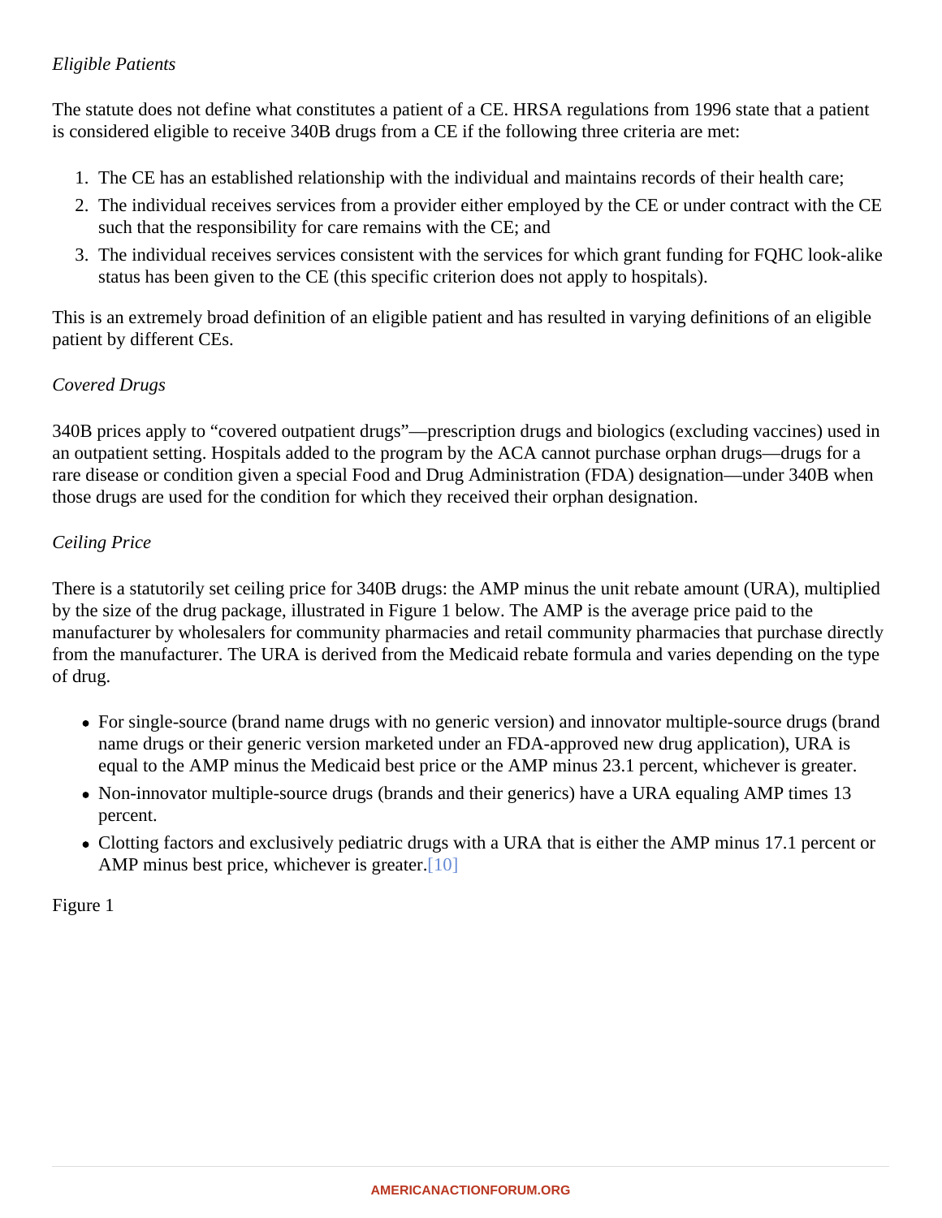*Eligible Patients*

The statute does not define what constitutes a patient of a CE. HRSA regulations from 1996 state that a patient is considered eligible to receive 340B drugs from a CE if the following three criteria are met:

1. The CE has an established relationship with the individual and maintains records of their health care;
2. The individual receives services from a provider either employed by the CE or under contract with the CE such that the responsibility for care remains with the CE; and
3. The individual receives services consistent with the services for which grant funding for FQHC look-alike status has been given to the CE (this specific criterion does not apply to hospitals).

This is an extremely broad definition of an eligible patient and has resulted in varying definitions of an eligible patient by different CEs.

*Covered Drugs*

340B prices apply to "covered outpatient drugs"—prescription drugs and biologics (excluding vaccines) used in an outpatient setting. Hospitals added to the program by the ACA cannot purchase orphan drugs—drugs for a rare disease or condition given a special Food and Drug Administration (FDA) designation—under 340B when those drugs are used for the condition for which they received their orphan designation.

*Ceiling Price*

There is a statutorily set ceiling price for 340B drugs: the AMP minus the unit rebate amount (URA), multiplied by the size of the drug package, illustrated in Figure 1 below. The AMP is the average price paid to the manufacturer by wholesalers for community pharmacies and retail community pharmacies that purchase directly from the manufacturer. The URA is derived from the Medicaid rebate formula and varies depending on the type of drug.

- For single-source (brand name drugs with no generic version) and innovator multiple-source drugs (brand name drugs or their generic version marketed under an FDA-approved new drug application), URA is equal to the AMP minus the Medicaid best price or the AMP minus 23.1 percent, whichever is greater.
- Non-innovator multiple-source drugs (brands and their generics) have a URA equaling AMP times 13 percent.
- Clotting factors and exclusively pediatric drugs with a URA that is either the AMP minus 17.1 percent or AMP minus best price, whichever is greater.[10]

Figure 1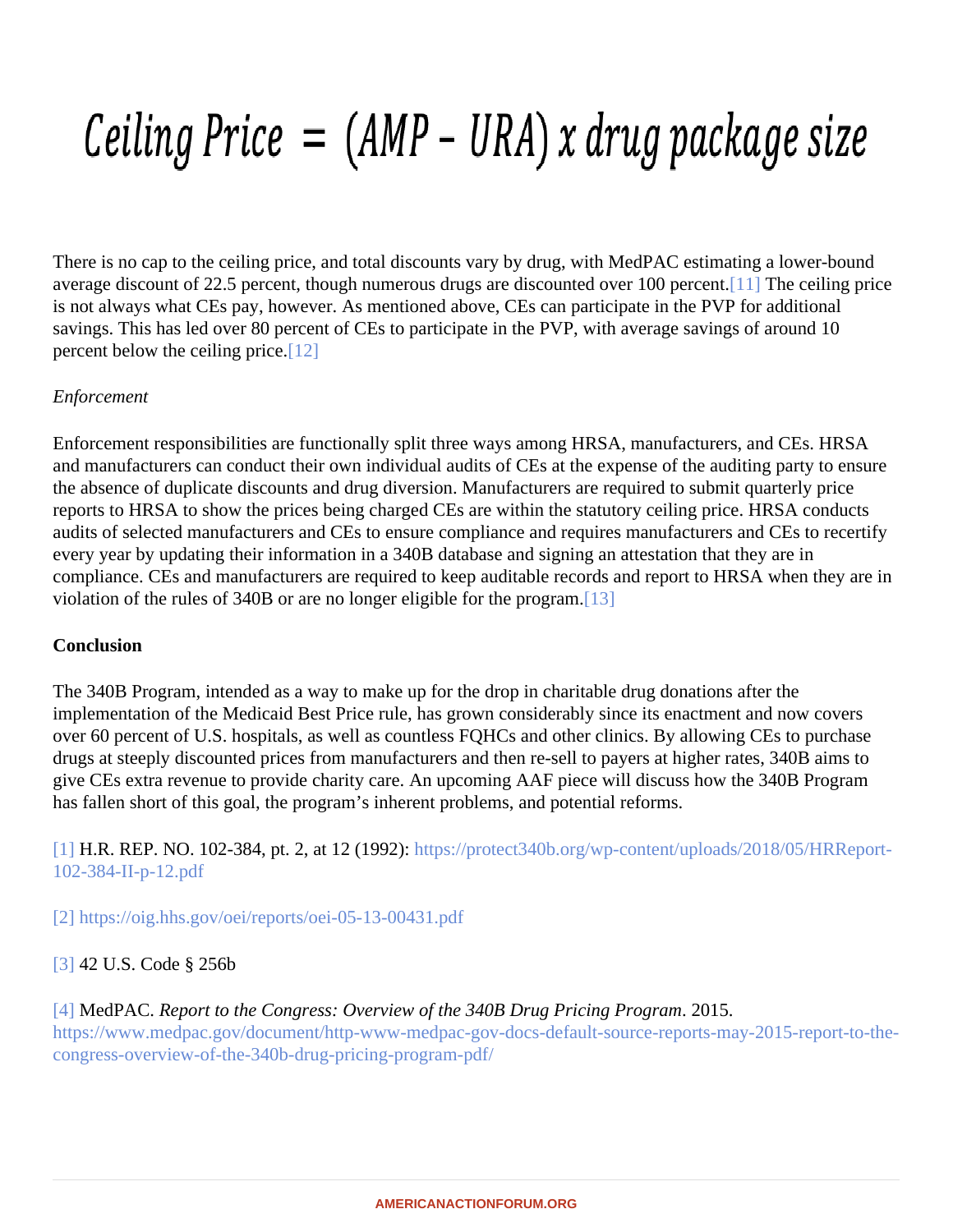$$\text{Ceiling Price} = (\text{AMP} - \text{URA}) \times \text{drug package size}$$

There is no cap to the ceiling price, and total discounts vary by drug, with MedPAC estimating a lower-bound average discount of 22.5 percent, though numerous drugs are discounted over 100 percent.[11] The ceiling price is not always what CEs pay, however. As mentioned above, CEs can participate in the PVP for additional savings. This has led over 80 percent of CEs to participate in the PVP, with average savings of around 10 percent below the ceiling price.[12]

*Enforcement*

Enforcement responsibilities are functionally split three ways among HRSA, manufacturers, and CEs. HRSA and manufacturers can conduct their own individual audits of CEs at the expense of the auditing party to ensure the absence of duplicate discounts and drug diversion. Manufacturers are required to submit quarterly price reports to HRSA to show the prices being charged CEs are within the statutory ceiling price. HRSA conducts audits of selected manufacturers and CEs to ensure compliance and requires manufacturers and CEs to recertify every year by updating their information in a 340B database and signing an attestation that they are in compliance. CEs and manufacturers are required to keep auditable records and report to HRSA when they are in violation of the rules of 340B or are no longer eligible for the program.[13]

**Conclusion**

The 340B Program, intended as a way to make up for the drop in charitable drug donations after the implementation of the Medicaid Best Price rule, has grown considerably since its enactment and now covers over 60 percent of U.S. hospitals, as well as countless FQHCs and other clinics. By allowing CEs to purchase drugs at steeply discounted prices from manufacturers and then re-sell to payers at higher rates, 340B aims to give CEs extra revenue to provide charity care. An upcoming AAF piece will discuss how the 340B Program has fallen short of this goal, the program's inherent problems, and potential reforms.

[1] H.R. REP. NO. 102-384, pt. 2, at 12 (1992): https://protect340b.org/wp-content/uploads/2018/05/HRReport-102-384-II-p-12.pdf

[2] https://oig.hhs.gov/oei/reports/oei-05-13-00431.pdf

[3] 42 U.S. Code § 256b

[4] MedPAC. *Report to the Congress: Overview of the 340B Drug Pricing Program*. 2015. https://www.medpac.gov/document/http-www-medpac-gov-docs-default-source-reports-may-2015-report-to-the-congress-overview-of-the-340b-drug-pricing-program-pdf/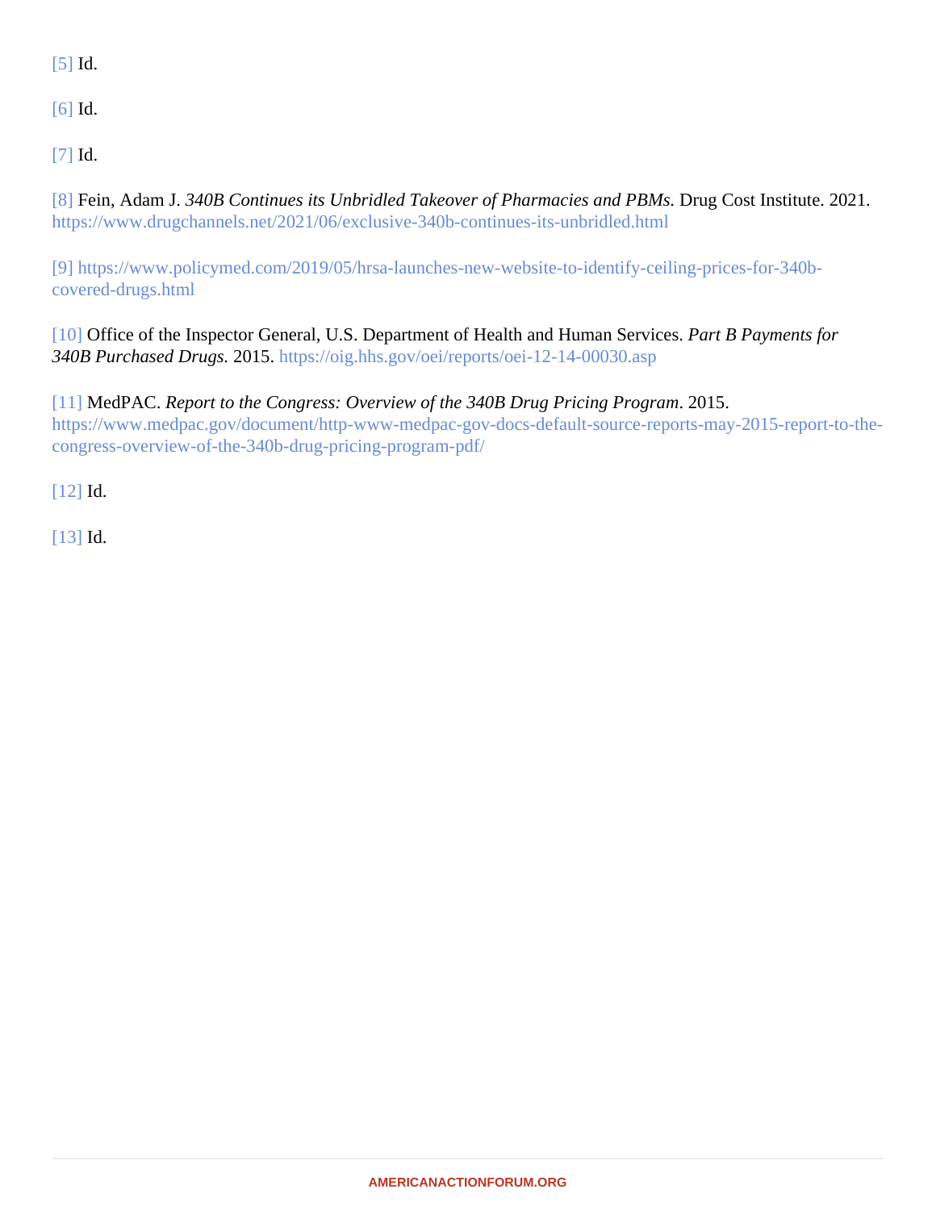[5] Id.

[6] Id.

[7] Id.

[8] Fein, Adam J. *340B Continues its Unbridled Takeover of Pharmacies and PBMs.* Drug Cost Institute. 2021. https://www.drugchannels.net/2021/06/exclusive-340b-continues-its-unbridled.html

[9] https://www.policymed.com/2019/05/hrsa-launches-new-website-to-identify-ceiling-prices-for-340b-covered-drugs.html

[10] Office of the Inspector General, U.S. Department of Health and Human Services. *Part B Payments for 340B Purchased Drugs.* 2015. https://oig.hhs.gov/oei/reports/oei-12-14-00030.asp

[11] MedPAC. *Report to the Congress: Overview of the 340B Drug Pricing Program*. 2015. https://www.medpac.gov/document/http-www-medpac-gov-docs-default-source-reports-may-2015-report-to-the-congress-overview-of-the-340b-drug-pricing-program-pdf/

[12] Id.

[13] Id.